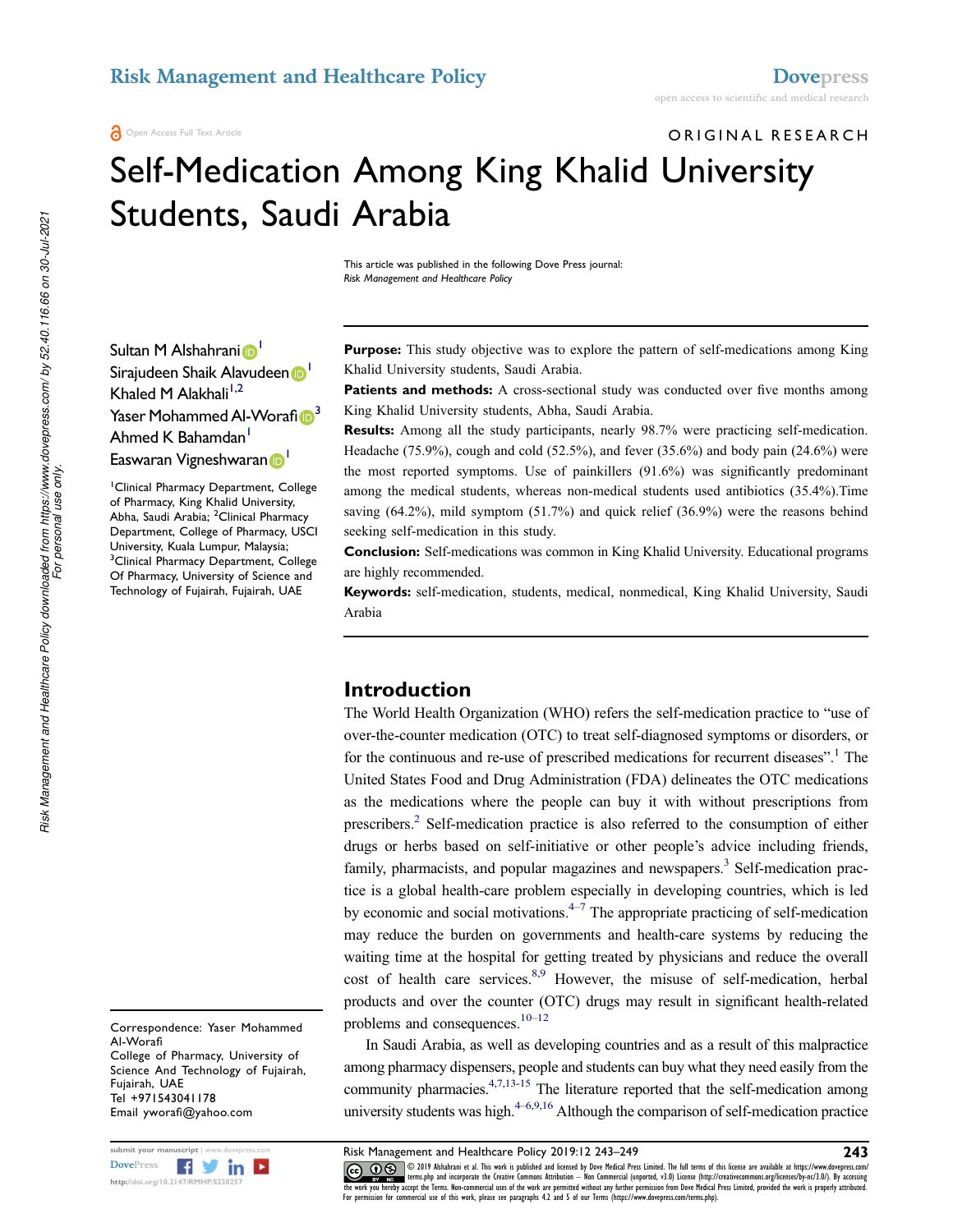ORIGINAL RESEARCH

# Self-Medication Among King Khalid University Students, Saudi Arabia

This article was published in the following Dove Press journal:
*Risk Management and Healthcare Policy*

Sultan M Alshahrani[1]
Sirajudeen Shaik Alavudeen[1]
Khaled M Alakhali[1,2]
Yaser Mohammed Al-Worafi[3]
Ahmed K Bahamdan[1]
Easwaran Vigneshwaran[1]

[1]Clinical Pharmacy Department, College of Pharmacy, King Khalid University, Abha, Saudi Arabia; [2]Clinical Pharmacy Department, College of Pharmacy, USCI University, Kuala Lumpur, Malaysia; [3]Clinical Pharmacy Department, College Of Pharmacy, University of Science and Technology of Fujairah, Fujairah, UAE

Correspondence: Yaser Mohammed Al-Worafi
College of Pharmacy, University of Science And Technology of Fujairah, Fujairah, UAE
Tel +971543041178
Email yworafi@yahoo.com

**Purpose:** This study objective was to explore the pattern of self-medications among King Khalid University students, Saudi Arabia.

**Patients and methods:** A cross-sectional study was conducted over five months among King Khalid University students, Abha, Saudi Arabia.

**Results:** Among all the study participants, nearly 98.7% were practicing self-medication. Headache (75.9%), cough and cold (52.5%), and fever (35.6%) and body pain (24.6%) were the most reported symptoms. Use of painkillers (91.6%) was significantly predominant among the medical students, whereas non-medical students used antibiotics (35.4%).Time saving (64.2%), mild symptom (51.7%) and quick relief (36.9%) were the reasons behind seeking self-medication in this study.

**Conclusion:** Self-medications was common in King Khalid University. Educational programs are highly recommended.

**Keywords:** self-medication, students, medical, nonmedical, King Khalid University, Saudi Arabia

## Introduction

The World Health Organization (WHO) refers the self-medication practice to "use of over-the-counter medication (OTC) to treat self-diagnosed symptoms or disorders, or for the continuous and re-use of prescribed medications for recurrent diseases".[1] The United States Food and Drug Administration (FDA) delineates the OTC medications as the medications where the people can buy it with without prescriptions from prescribers.[2] Self-medication practice is also referred to the consumption of either drugs or herbs based on self-initiative or other people's advice including friends, family, pharmacists, and popular magazines and newspapers.[3] Self-medication practice is a global health-care problem especially in developing countries, which is led by economic and social motivations.[4–7] The appropriate practicing of self-medication may reduce the burden on governments and health-care systems by reducing the waiting time at the hospital for getting treated by physicians and reduce the overall cost of health care services.[8,9] However, the misuse of self-medication, herbal products and over the counter (OTC) drugs may result in significant health-related problems and consequences.[10–12]

In Saudi Arabia, as well as developing countries and as a result of this malpractice among pharmacy dispensers, people and students can buy what they need easily from the community pharmacies.[4,7,13-15] The literature reported that the self-medication among university students was high.[4–6,9,16] Although the comparison of self-medication practice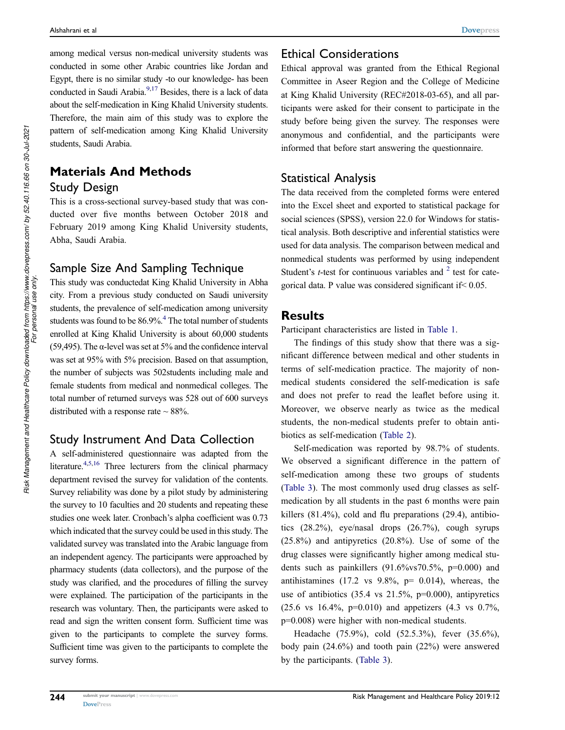among medical versus non-medical university students was conducted in some other Arabic countries like Jordan and Egypt, there is no similar study -to our knowledge- has been conducted in Saudi Arabia.[9,17] Besides, there is a lack of data about the self-medication in King Khalid University students. Therefore, the main aim of this study was to explore the pattern of self-medication among King Khalid University students, Saudi Arabia.

# Materials And Methods

## Study Design

This is a cross-sectional survey-based study that was conducted over five months between October 2018 and February 2019 among King Khalid University students, Abha, Saudi Arabia.

## Sample Size And Sampling Technique

This study was conductedat King Khalid University in Abha city. From a previous study conducted on Saudi university students, the prevalence of self-medication among university students was found to be 86.9%.[4] The total number of students enrolled at King Khalid University is about 60,000 students (59,495). The α-level was set at 5% and the confidence interval was set at 95% with 5% precision. Based on that assumption, the number of subjects was 502students including male and female students from medical and nonmedical colleges. The total number of returned surveys was 528 out of 600 surveys distributed with a response rate ~ 88%.

## Study Instrument And Data Collection

A self-administered questionnaire was adapted from the literature.[4,5,16] Three lecturers from the clinical pharmacy department revised the survey for validation of the contents. Survey reliability was done by a pilot study by administering the survey to 10 faculties and 20 students and repeating these studies one week later. Cronbach's alpha coefficient was 0.73 which indicated that the survey could be used in this study. The validated survey was translated into the Arabic language from an independent agency. The participants were approached by pharmacy students (data collectors), and the purpose of the study was clarified, and the procedures of filling the survey were explained. The participation of the participants in the research was voluntary. Then, the participants were asked to read and sign the written consent form. Sufficient time was given to the participants to complete the survey forms. Sufficient time was given to the participants to complete the survey forms.

## Ethical Considerations

Ethical approval was granted from the Ethical Regional Committee in Aseer Region and the College of Medicine at King Khalid University (REC#2018-03-65), and all participants were asked for their consent to participate in the study before being given the survey. The responses were anonymous and confidential, and the participants were informed that before start answering the questionnaire.

## Statistical Analysis

The data received from the completed forms were entered into the Excel sheet and exported to statistical package for social sciences (SPSS), version 22.0 for Windows for statistical analysis. Both descriptive and inferential statistics were used for data analysis. The comparison between medical and nonmedical students was performed by using independent Student's *t*-test for continuous variables and [2] test for categorical data. P value was considered significant if< 0.05.

# Results

Participant characteristics are listed in Table 1.

The findings of this study show that there was a significant difference between medical and other students in terms of self-medication practice. The majority of non-medical students considered the self-medication is safe and does not prefer to read the leaflet before using it. Moreover, we observe nearly as twice as the medical students, the non-medical students prefer to obtain antibiotics as self-medication (Table 2).

Self-medication was reported by 98.7% of students. We observed a significant difference in the pattern of self-medication among these two groups of students (Table 3). The most commonly used drug classes as self-medication by all students in the past 6 months were pain killers (81.4%), cold and flu preparations (29.4), antibiotics (28.2%), eye/nasal drops (26.7%), cough syrups (25.8%) and antipyretics (20.8%). Use of some of the drug classes were significantly higher among medical students such as painkillers (91.6%vs70.5%, p=0.000) and antihistamines (17.2 vs 9.8%, p= 0.014), whereas, the use of antibiotics (35.4 vs 21.5%, p=0.000), antipyretics (25.6 vs 16.4%, p=0.010) and appetizers (4.3 vs 0.7%, p=0.008) were higher with non-medical students.

Headache (75.9%), cold (52.5.3%), fever (35.6%), body pain (24.6%) and tooth pain (22%) were answered by the participants. (Table 3).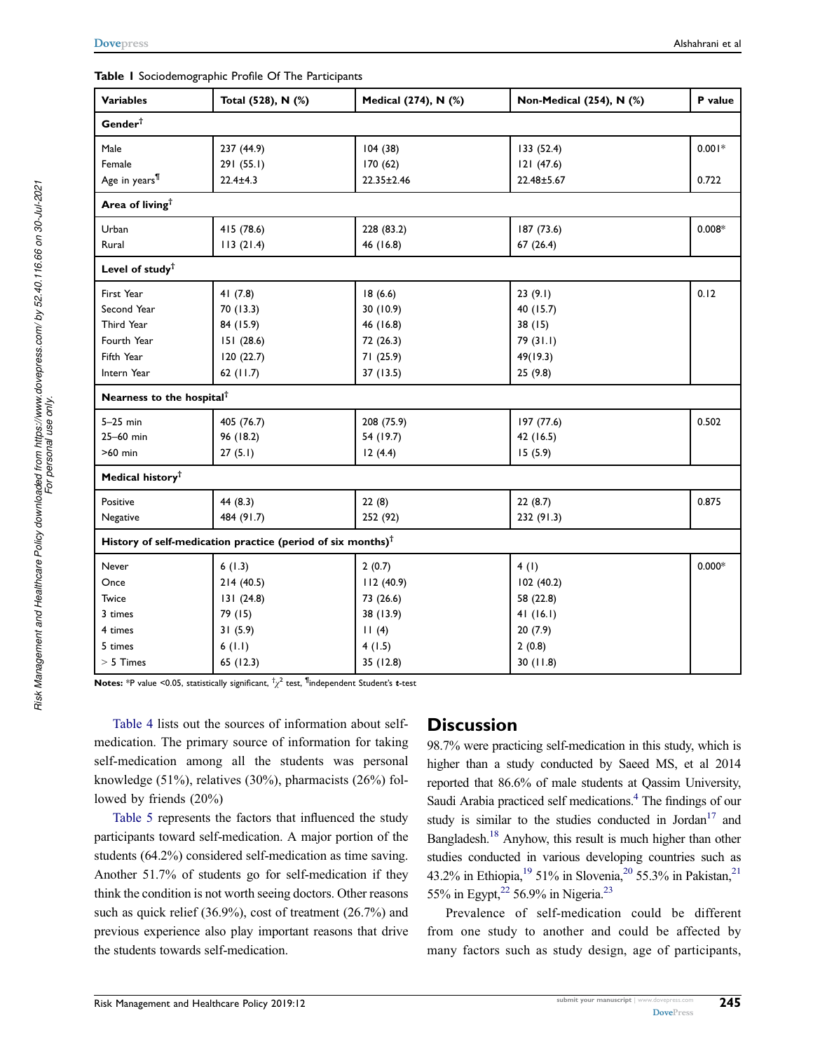**Table 1** Sociodemographic Profile Of The Participants

| Variables | Total (528), N (%) | Medical (274), N (%) | Non-Medical (254), N (%) | P value |
|---|---|---|---|---|
| **Gender**† | | | | |
| Male | 237 (44.9) | 104 (38) | 133 (52.4) | 0.001* |
| Female | 291 (55.1) | 170 (62) | 121 (47.6) | |
| Age in years¶ | 22.4±4.3 | 22.35±2.46 | 22.48±5.67 | 0.722 |
| **Area of living**† | | | | |
| Urban | 415 (78.6) | 228 (83.2) | 187 (73.6) | 0.008* |
| Rural | 113 (21.4) | 46 (16.8) | 67 (26.4) | |
| **Level of study**† | | | | |
| First Year | 41 (7.8) | 18 (6.6) | 23 (9.1) | 0.12 |
| Second Year | 70 (13.3) | 30 (10.9) | 40 (15.7) | |
| Third Year | 84 (15.9) | 46 (16.8) | 38 (15) | |
| Fourth Year | 151 (28.6) | 72 (26.3) | 79 (31.1) | |
| Fifth Year | 120 (22.7) | 71 (25.9) | 49(19.3) | |
| Intern Year | 62 (11.7) | 37 (13.5) | 25 (9.8) | |
| **Nearness to the hospital**† | | | | |
| 5–25 min | 405 (76.7) | 208 (75.9) | 197 (77.6) | 0.502 |
| 25–60 min | 96 (18.2) | 54 (19.7) | 42 (16.5) | |
| >60 min | 27 (5.1) | 12 (4.4) | 15 (5.9) | |
| **Medical history**† | | | | |
| Positive | 44 (8.3) | 22 (8) | 22 (8.7) | 0.875 |
| Negative | 484 (91.7) | 252 (92) | 232 (91.3) | |
| **History of self-medication practice (period of six months)**† | | | | |
| Never | 6 (1.3) | 2 (0.7) | 4 (1) | 0.000* |
| Once | 214 (40.5) | 112 (40.9) | 102 (40.2) | |
| Twice | 131 (24.8) | 73 (26.6) | 58 (22.8) | |
| 3 times | 79 (15) | 38 (13.9) | 41 (16.1) | |
| 4 times | 31 (5.9) | 11 (4) | 20 (7.9) | |
| 5 times | 6 (1.1) | 4 (1.5) | 2 (0.8) | |
| > 5 Times | 65 (12.3) | 35 (12.8) | 30 (11.8) | |

**Notes:** *P value <0.05, statistically significant, †$\chi^2$ test, ¶independent Student's **t**-test

Table 4 lists out the sources of information about self-medication. The primary source of information for taking self-medication among all the students was personal knowledge (51%), relatives (30%), pharmacists (26%) followed by friends (20%)

Table 5 represents the factors that influenced the study participants toward self-medication. A major portion of the students (64.2%) considered self-medication as time saving. Another 51.7% of students go for self-medication if they think the condition is not worth seeing doctors. Other reasons such as quick relief (36.9%), cost of treatment (26.7%) and previous experience also play important reasons that drive the students towards self-medication.

## Discussion

98.7% were practicing self-medication in this study, which is higher than a study conducted by Saeed MS, et al 2014 reported that 86.6% of male students at Qassim University, Saudi Arabia practiced self medications.[4] The findings of our study is similar to the studies conducted in Jordan[17] and Bangladesh.[18] Anyhow, this result is much higher than other studies conducted in various developing countries such as 43.2% in Ethiopia,[19] 51% in Slovenia,[20] 55.3% in Pakistan,[21] 55% in Egypt,[22] 56.9% in Nigeria.[23]

Prevalence of self-medication could be different from one study to another and could be affected by many factors such as study design, age of participants,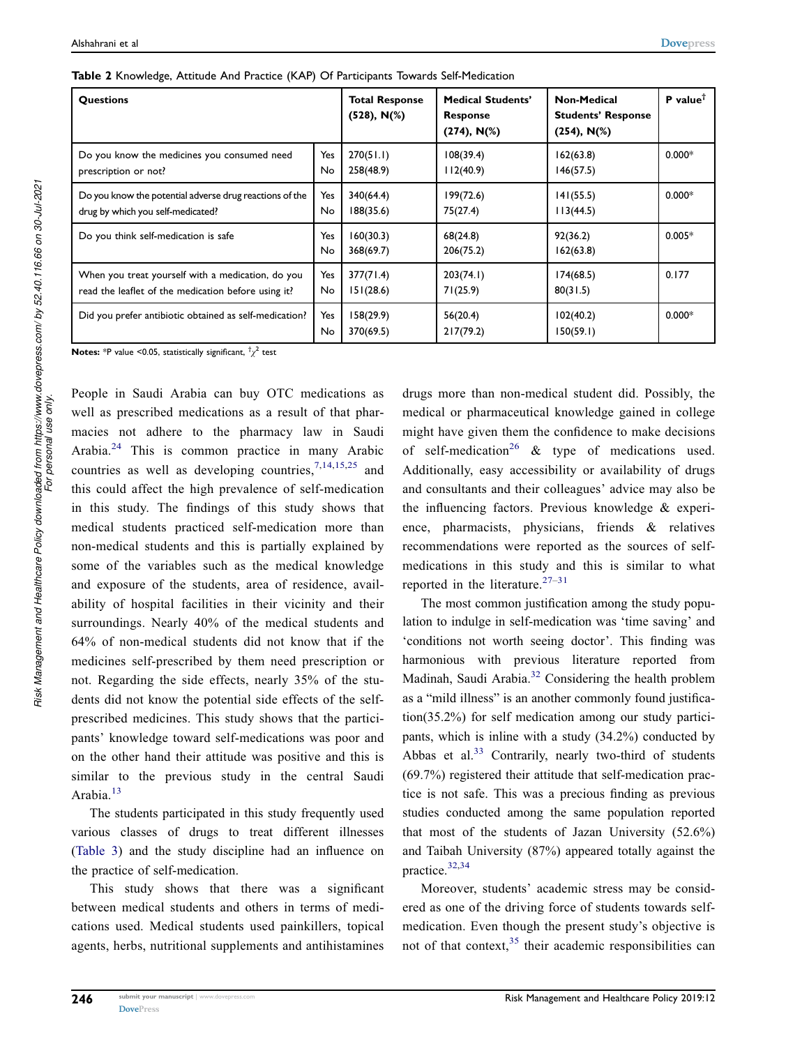**Table 2** Knowledge, Attitude And Practice (KAP) Of Participants Towards Self-Medication

| Questions | | Total Response (528), N(%) | Medical Students' Response (274), N(%) | Non-Medical Students' Response (254), N(%) | P value[†] |
|---|---|---|---|---|---|
| Do you know the medicines you consumed need prescription or not? | Yes | 270(51.1) | 108(39.4) | 162(63.8) | 0.000* |
| | No | 258(48.9) | 112(40.9) | 146(57.5) | |
| Do you know the potential adverse drug reactions of the drug by which you self-medicated? | Yes | 340(64.4) | 199(72.6) | 141(55.5) | 0.000* |
| | No | 188(35.6) | 75(27.4) | 113(44.5) | |
| Do you think self-medication is safe | Yes | 160(30.3) | 68(24.8) | 92(36.2) | 0.005* |
| | No | 368(69.7) | 206(75.2) | 162(63.8) | |
| When you treat yourself with a medication, do you read the leaflet of the medication before using it? | Yes | 377(71.4) | 203(74.1) | 174(68.5) | 0.177 |
| | No | 151(28.6) | 71(25.9) | 80(31.5) | |
| Did you prefer antibiotic obtained as self-medication? | Yes | 158(29.9) | 56(20.4) | 102(40.2) | 0.000* |
| | No | 370(69.5) | 217(79.2) | 150(59.1) | |

**Notes:** *P value <0.05, statistically significant, [†]$\chi^2$ test

People in Saudi Arabia can buy OTC medications as well as prescribed medications as a result of that pharmacies not adhere to the pharmacy law in Saudi Arabia.[24] This is common practice in many Arabic countries as well as developing countries,[7,14,15,25] and this could affect the high prevalence of self-medication in this study. The findings of this study shows that medical students practiced self-medication more than non-medical students and this is partially explained by some of the variables such as the medical knowledge and exposure of the students, area of residence, availability of hospital facilities in their vicinity and their surroundings. Nearly 40% of the medical students and 64% of non-medical students did not know that if the medicines self-prescribed by them need prescription or not. Regarding the side effects, nearly 35% of the students did not know the potential side effects of the self-prescribed medicines. This study shows that the participants' knowledge toward self-medications was poor and on the other hand their attitude was positive and this is similar to the previous study in the central Saudi Arabia.[13]

The students participated in this study frequently used various classes of drugs to treat different illnesses (Table 3) and the study discipline had an influence on the practice of self-medication.

This study shows that there was a significant between medical students and others in terms of medications used. Medical students used painkillers, topical agents, herbs, nutritional supplements and antihistamines drugs more than non-medical student did. Possibly, the medical or pharmaceutical knowledge gained in college might have given them the confidence to make decisions of self-medication[26] & type of medications used. Additionally, easy accessibility or availability of drugs and consultants and their colleagues' advice may also be the influencing factors. Previous knowledge & experience, pharmacists, physicians, friends & relatives recommendations were reported as the sources of self-medications in this study and this is similar to what reported in the literature.[27–31]

The most common justification among the study population to indulge in self-medication was 'time saving' and 'conditions not worth seeing doctor'. This finding was harmonious with previous literature reported from Madinah, Saudi Arabia.[32] Considering the health problem as a "mild illness" is an another commonly found justification(35.2%) for self medication among our study participants, which is inline with a study (34.2%) conducted by Abbas et al.[33] Contrarily, nearly two-third of students (69.7%) registered their attitude that self-medication practice is not safe. This was a precious finding as previous studies conducted among the same population reported that most of the students of Jazan University (52.6%) and Taibah University (87%) appeared totally against the practice.[32,34]

Moreover, students' academic stress may be considered as one of the driving force of students towards self-medication. Even though the present study's objective is not of that context,[35] their academic responsibilities can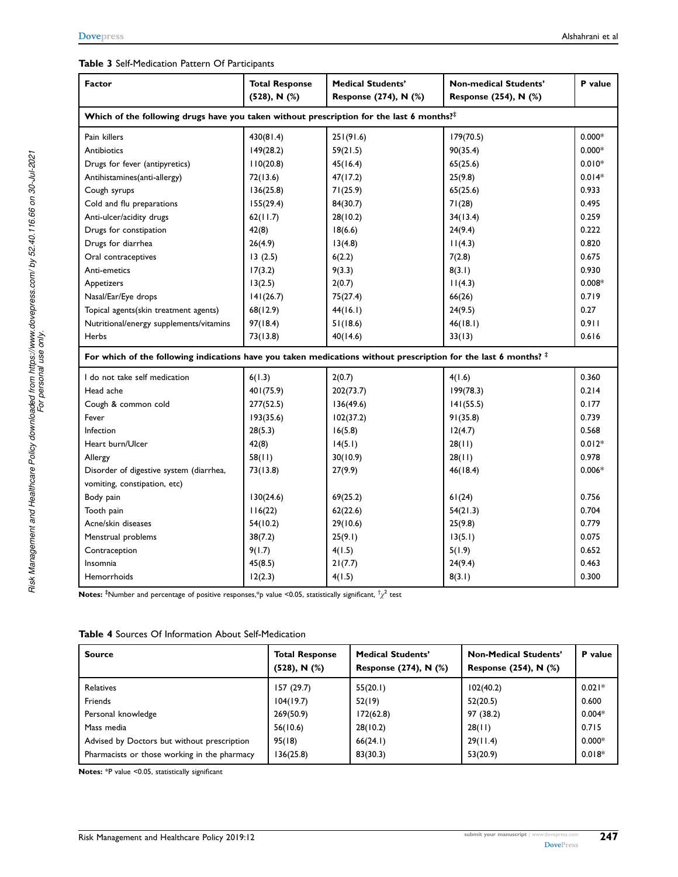**Table 3** Self-Medication Pattern Of Participants

| Factor | Total Response (528), N (%) | Medical Students' Response (274), N (%) | Non-medical Students' Response (254), N (%) | P value |
|---|---|---|---|---|
| **Which of the following drugs have you taken without prescription for the last 6 months?‡** | | | | |
| Pain killers | 430(81.4) | 251(91.6) | 179(70.5) | 0.000* |
| Antibiotics | 149(28.2) | 59(21.5) | 90(35.4) | 0.000* |
| Drugs for fever (antipyretics) | 110(20.8) | 45(16.4) | 65(25.6) | 0.010* |
| Antihistamines(anti-allergy) | 72(13.6) | 47(17.2) | 25(9.8) | 0.014* |
| Cough syrups | 136(25.8) | 71(25.9) | 65(25.6) | 0.933 |
| Cold and flu preparations | 155(29.4) | 84(30.7) | 71(28) | 0.495 |
| Anti-ulcer/acidity drugs | 62(11.7) | 28(10.2) | 34(13.4) | 0.259 |
| Drugs for constipation | 42(8) | 18(6.6) | 24(9.4) | 0.222 |
| Drugs for diarrhea | 26(4.9) | 13(4.8) | 11(4.3) | 0.820 |
| Oral contraceptives | 13 (2.5) | 6(2.2) | 7(2.8) | 0.675 |
| Anti-emetics | 17(3.2) | 9(3.3) | 8(3.1) | 0.930 |
| Appetizers | 13(2.5) | 2(0.7) | 11(4.3) | 0.008* |
| Nasal/Ear/Eye drops | 141(26.7) | 75(27.4) | 66(26) | 0.719 |
| Topical agents(skin treatment agents) | 68(12.9) | 44(16.1) | 24(9.5) | 0.27 |
| Nutritional/energy supplements/vitamins | 97(18.4) | 51(18.6) | 46(18.1) | 0.911 |
| Herbs | 73(13.8) | 40(14.6) | 33(13) | 0.616 |
| **For which of the following indications have you taken medications without prescription for the last 6 months? ‡** | | | | |
| I do not take self medication | 6(1.3) | 2(0.7) | 4(1.6) | 0.360 |
| Head ache | 401(75.9) | 202(73.7) | 199(78.3) | 0.214 |
| Cough & common cold | 277(52.5) | 136(49.6) | 141(55.5) | 0.177 |
| Fever | 193(35.6) | 102(37.2) | 91(35.8) | 0.739 |
| Infection | 28(5.3) | 16(5.8) | 12(4.7) | 0.568 |
| Heart burn/Ulcer | 42(8) | 14(5.1) | 28(11) | 0.012* |
| Allergy | 58(11) | 30(10.9) | 28(11) | 0.978 |
| Disorder of digestive system (diarrhea, vomiting, constipation, etc) | 73(13.8) | 27(9.9) | 46(18.4) | 0.006* |
| Body pain | 130(24.6) | 69(25.2) | 61(24) | 0.756 |
| Tooth pain | 116(22) | 62(22.6) | 54(21.3) | 0.704 |
| Acne/skin diseases | 54(10.2) | 29(10.6) | 25(9.8) | 0.779 |
| Menstrual problems | 38(7.2) | 25(9.1) | 13(5.1) | 0.075 |
| Contraception | 9(1.7) | 4(1.5) | 5(1.9) | 0.652 |
| Insomnia | 45(8.5) | 21(7.7) | 24(9.4) | 0.463 |
| Hemorrhoids | 12(2.3) | 4(1.5) | 8(3.1) | 0.300 |

**Notes:** ‡Number and percentage of positive responses,*p value <0.05, statistically significant, † $\chi^2$ test

**Table 4** Sources Of Information About Self-Medication

| Source | Total Response (528), N (%) | Medical Students' Response (274), N (%) | Non-Medical Students' Response (254), N (%) | P value |
|---|---|---|---|---|
| Relatives | 157 (29.7) | 55(20.1) | 102(40.2) | 0.021* |
| Friends | 104(19.7) | 52(19) | 52(20.5) | 0.600 |
| Personal knowledge | 269(50.9) | 172(62.8) | 97 (38.2) | 0.004* |
| Mass media | 56(10.6) | 28(10.2) | 28(11) | 0.715 |
| Advised by Doctors but without prescription | 95(18) | 66(24.1) | 29(11.4) | 0.000* |
| Pharmacists or those working in the pharmacy | 136(25.8) | 83(30.3) | 53(20.9) | 0.018* |

**Notes:** *P value <0.05, statistically significant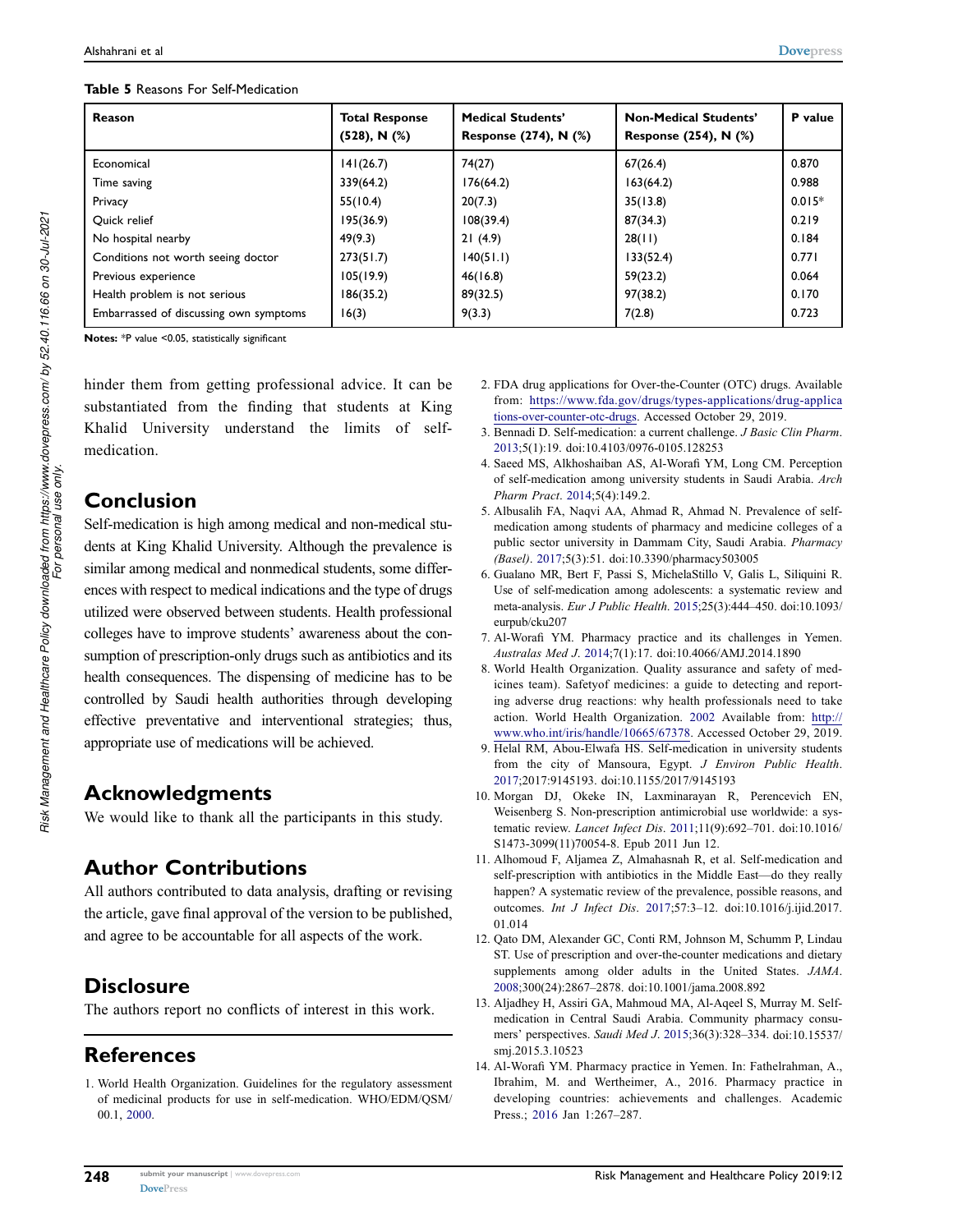**Table 5** Reasons For Self-Medication

| Reason | Total Response (528), N (%) | Medical Students' Response (274), N (%) | Non-Medical Students' Response (254), N (%) | P value |
|---|---|---|---|---|
| Economical | 141(26.7) | 74(27) | 67(26.4) | 0.870 |
| Time saving | 339(64.2) | 176(64.2) | 163(64.2) | 0.988 |
| Privacy | 55(10.4) | 20(7.3) | 35(13.8) | 0.015* |
| Quick relief | 195(36.9) | 108(39.4) | 87(34.3) | 0.219 |
| No hospital nearby | 49(9.3) | 21 (4.9) | 28(11) | 0.184 |
| Conditions not worth seeing doctor | 273(51.7) | 140(51.1) | 133(52.4) | 0.771 |
| Previous experience | 105(19.9) | 46(16.8) | 59(23.2) | 0.064 |
| Health problem is not serious | 186(35.2) | 89(32.5) | 97(38.2) | 0.170 |
| Embarrassed of discussing own symptoms | 16(3) | 9(3.3) | 7(2.8) | 0.723 |

**Notes:** *P value <0.05, statistically significant

hinder them from getting professional advice. It can be substantiated from the finding that students at King Khalid University understand the limits of self-medication.

## Conclusion

Self-medication is high among medical and non-medical students at King Khalid University. Although the prevalence is similar among medical and nonmedical students, some differences with respect to medical indications and the type of drugs utilized were observed between students. Health professional colleges have to improve students' awareness about the consumption of prescription-only drugs such as antibiotics and its health consequences. The dispensing of medicine has to be controlled by Saudi health authorities through developing effective preventative and interventional strategies; thus, appropriate use of medications will be achieved.

## Acknowledgments

We would like to thank all the participants in this study.

## Author Contributions

All authors contributed to data analysis, drafting or revising the article, gave final approval of the version to be published, and agree to be accountable for all aspects of the work.

## Disclosure

The authors report no conflicts of interest in this work.

## References

1. World Health Organization. Guidelines for the regulatory assessment of medicinal products for use in self-medication. WHO/EDM/QSM/00.1, 2000.
2. FDA drug applications for Over-the-Counter (OTC) drugs. Available from: https://www.fda.gov/drugs/types-applications/drug-applications-over-counter-otc-drugs. Accessed October 29, 2019.
3. Bennadi D. Self-medication: a current challenge. *J Basic Clin Pharm*. 2013;5(1):19. doi:10.4103/0976-0105.128253
4. Saeed MS, Alkhoshaiban AS, Al-Worafi YM, Long CM. Perception of self-medication among university students in Saudi Arabia. *Arch Pharm Pract*. 2014;5(4):149.2.
5. Albusalih FA, Naqvi AA, Ahmad R, Ahmad N. Prevalence of self-medication among students of pharmacy and medicine colleges of a public sector university in Dammam City, Saudi Arabia. *Pharmacy (Basel)*. 2017;5(3):51. doi:10.3390/pharmacy503005
6. Gualano MR, Bert F, Passi S, MichelaStillo V, Galis L, Siliquini R. Use of self-medication among adolescents: a systematic review and meta-analysis. *Eur J Public Health*. 2015;25(3):444–450. doi:10.1093/eurpub/cku207
7. Al-Worafi YM. Pharmacy practice and its challenges in Yemen. *Australas Med J*. 2014;7(1):17. doi:10.4066/AMJ.2014.1890
8. World Health Organization. Quality assurance and safety of medicines team). Safetyof medicines: a guide to detecting and reporting adverse drug reactions: why health professionals need to take action. World Health Organization. 2002 Available from: http://www.who.int/iris/handle/10665/67378. Accessed October 29, 2019.
9. Helal RM, Abou-Elwafa HS. Self-medication in university students from the city of Mansoura, Egypt. *J Environ Public Health*. 2017;2017:9145193. doi:10.1155/2017/9145193
10. Morgan DJ, Okeke IN, Laxminarayan R, Perencevich EN, Weisenberg S. Non-prescription antimicrobial use worldwide: a systematic review. *Lancet Infect Dis*. 2011;11(9):692–701. doi:10.1016/S1473-3099(11)70054-8. Epub 2011 Jun 12.
11. Alhomoud F, Aljamea Z, Almahasnah R, et al. Self-medication and self-prescription with antibiotics in the Middle East—do they really happen? A systematic review of the prevalence, possible reasons, and outcomes. *Int J Infect Dis*. 2017;57:3–12. doi:10.1016/j.ijid.2017.01.014
12. Qato DM, Alexander GC, Conti RM, Johnson M, Schumm P, Lindau ST. Use of prescription and over-the-counter medications and dietary supplements among older adults in the United States. *JAMA*. 2008;300(24):2867–2878. doi:10.1001/jama.2008.892
13. Aljadhey H, Assiri GA, Mahmoud MA, Al-Aqeel S, Murray M. Self-medication in Central Saudi Arabia. Community pharmacy consumers' perspectives. *Saudi Med J*. 2015;36(3):328–334. doi:10.15537/smj.2015.3.10523
14. Al-Worafi YM. Pharmacy practice in Yemen. In: Fathelrahman, A., Ibrahim, M. and Wertheimer, A., 2016. Pharmacy practice in developing countries: achievements and challenges. Academic Press.; 2016 Jan 1:267–287.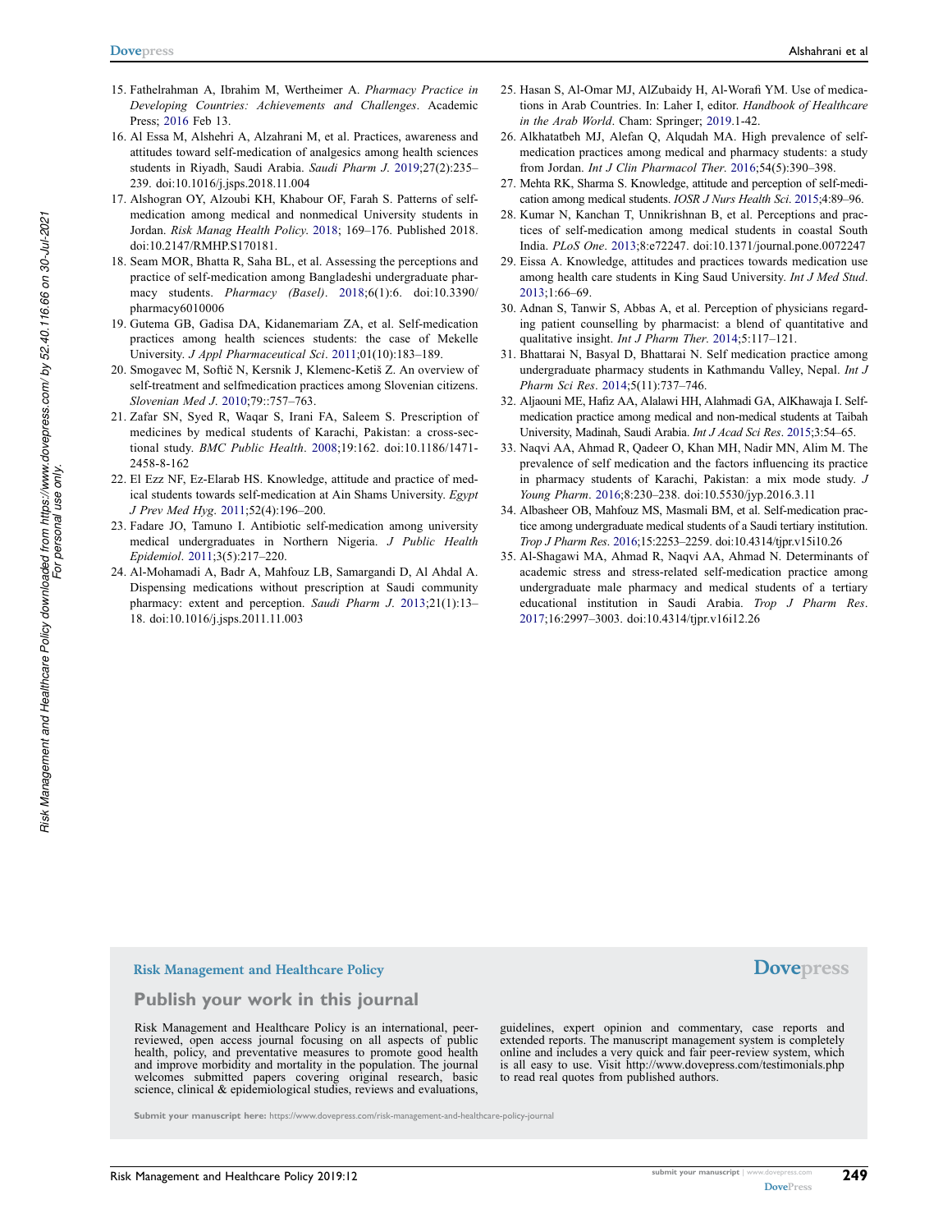15. Fathelrahman A, Ibrahim M, Wertheimer A. *Pharmacy Practice in Developing Countries: Achievements and Challenges*. Academic Press; 2016 Feb 13.
16. Al Essa M, Alshehri A, Alzahrani M, et al. Practices, awareness and attitudes toward self-medication of analgesics among health sciences students in Riyadh, Saudi Arabia. *Saudi Pharm J*. 2019;27(2):235–239. doi:10.1016/j.jsps.2018.11.004
17. Alshogran OY, Alzoubi KH, Khabour OF, Farah S. Patterns of self-medication among medical and nonmedical University students in Jordan. *Risk Manag Health Policy*. 2018; 169–176. Published 2018. doi:10.2147/RMHP.S170181.
18. Seam MOR, Bhatta R, Saha BL, et al. Assessing the perceptions and practice of self-medication among Bangladeshi undergraduate pharmacy students. *Pharmacy (Basel)*. 2018;6(1):6. doi:10.3390/pharmacy6010006
19. Gutema GB, Gadisa DA, Kidanemariam ZA, et al. Self-medication practices among health sciences students: the case of Mekelle University. *J Appl Pharmaceutical Sci*. 2011;01(10):183–189.
20. Smogavec M, Softič N, Kersnik J, Klemenc-Ketiš Z. An overview of self-treatment and selfmedication practices among Slovenian citizens. *Slovenian Med J*. 2010;79::757–763.
21. Zafar SN, Syed R, Waqar S, Irani FA, Saleem S. Prescription of medicines by medical students of Karachi, Pakistan: a cross-sectional study. *BMC Public Health*. 2008;19:162. doi:10.1186/1471-2458-8-162
22. El Ezz NF, Ez-Elarab HS. Knowledge, attitude and practice of medical students towards self-medication at Ain Shams University. *Egypt J Prev Med Hyg*. 2011;52(4):196–200.
23. Fadare JO, Tamuno I. Antibiotic self-medication among university medical undergraduates in Northern Nigeria. *J Public Health Epidemiol*. 2011;3(5):217–220.
24. Al-Mohamadi A, Badr A, Mahfouz LB, Samargandi D, Al Ahdal A. Dispensing medications without prescription at Saudi community pharmacy: extent and perception. *Saudi Pharm J*. 2013;21(1):13–18. doi:10.1016/j.jsps.2011.11.003
25. Hasan S, Al-Omar MJ, AlZubaidy H, Al-Worafi YM. Use of medications in Arab Countries. In: Laher I, editor. *Handbook of Healthcare in the Arab World*. Cham: Springer; 2019.1-42.
26. Alkhatatbeh MJ, Alefan Q, Alqudah MA. High prevalence of self-medication practices among medical and pharmacy students: a study from Jordan. *Int J Clin Pharmacol Ther*. 2016;54(5):390–398.
27. Mehta RK, Sharma S. Knowledge, attitude and perception of self-medication among medical students. *IOSR J Nurs Health Sci*. 2015;4:89–96.
28. Kumar N, Kanchan T, Unnikrishnan B, et al. Perceptions and practices of self-medication among medical students in coastal South India. *PLoS One*. 2013;8:e72247. doi:10.1371/journal.pone.0072247
29. Eissa A. Knowledge, attitudes and practices towards medication use among health care students in King Saud University. *Int J Med Stud*. 2013;1:66–69.
30. Adnan S, Tanwir S, Abbas A, et al. Perception of physicians regarding patient counselling by pharmacist: a blend of quantitative and qualitative insight. *Int J Pharm Ther*. 2014;5:117–121.
31. Bhattarai N, Basyal D, Bhattarai N. Self medication practice among undergraduate pharmacy students in Kathmandu Valley, Nepal. *Int J Pharm Sci Res*. 2014;5(11):737–746.
32. Aljaouni ME, Hafiz AA, Alalawi HH, Alahmadi GA, AlKhawaja I. Self-medication practice among medical and non-medical students at Taibah University, Madinah, Saudi Arabia. *Int J Acad Sci Res*. 2015;3:54–65.
33. Naqvi AA, Ahmad R, Qadeer O, Khan MH, Nadir MN, Alim M. The prevalence of self medication and the factors influencing its practice in pharmacy students of Karachi, Pakistan: a mix mode study. *J Young Pharm*. 2016;8:230–238. doi:10.5530/jyp.2016.3.11
34. Albasheer OB, Mahfouz MS, Masmali BM, et al. Self-medication practice among undergraduate medical students of a Saudi tertiary institution. *Trop J Pharm Res*. 2016;15:2253–2259. doi:10.4314/tjpr.v15i10.26
35. Al-Shagawi MA, Ahmad R, Naqvi AA, Ahmad N. Determinants of academic stress and stress-related self-medication practice among undergraduate male pharmacy and medical students of a tertiary educational institution in Saudi Arabia. *Trop J Pharm Res*. 2017;16:2997–3003. doi:10.4314/tjpr.v16i12.26

**Risk Management and Healthcare Policy**

## Publish your work in this journal

Risk Management and Healthcare Policy is an international, peer-reviewed, open access journal focusing on all aspects of public health, policy, and preventative measures to promote good health and improve morbidity and mortality in the population. The journal welcomes submitted papers covering original research, basic science, clinical & epidemiological studies, reviews and evaluations, guidelines, expert opinion and commentary, case reports and extended reports. The manuscript management system is completely online and includes a very quick and fair peer-review system, which is all easy to use. Visit http://www.dovepress.com/testimonials.php to read real quotes from published authors.

**Submit your manuscript here:** https://www.dovepress.com/risk-management-and-healthcare-policy-journal